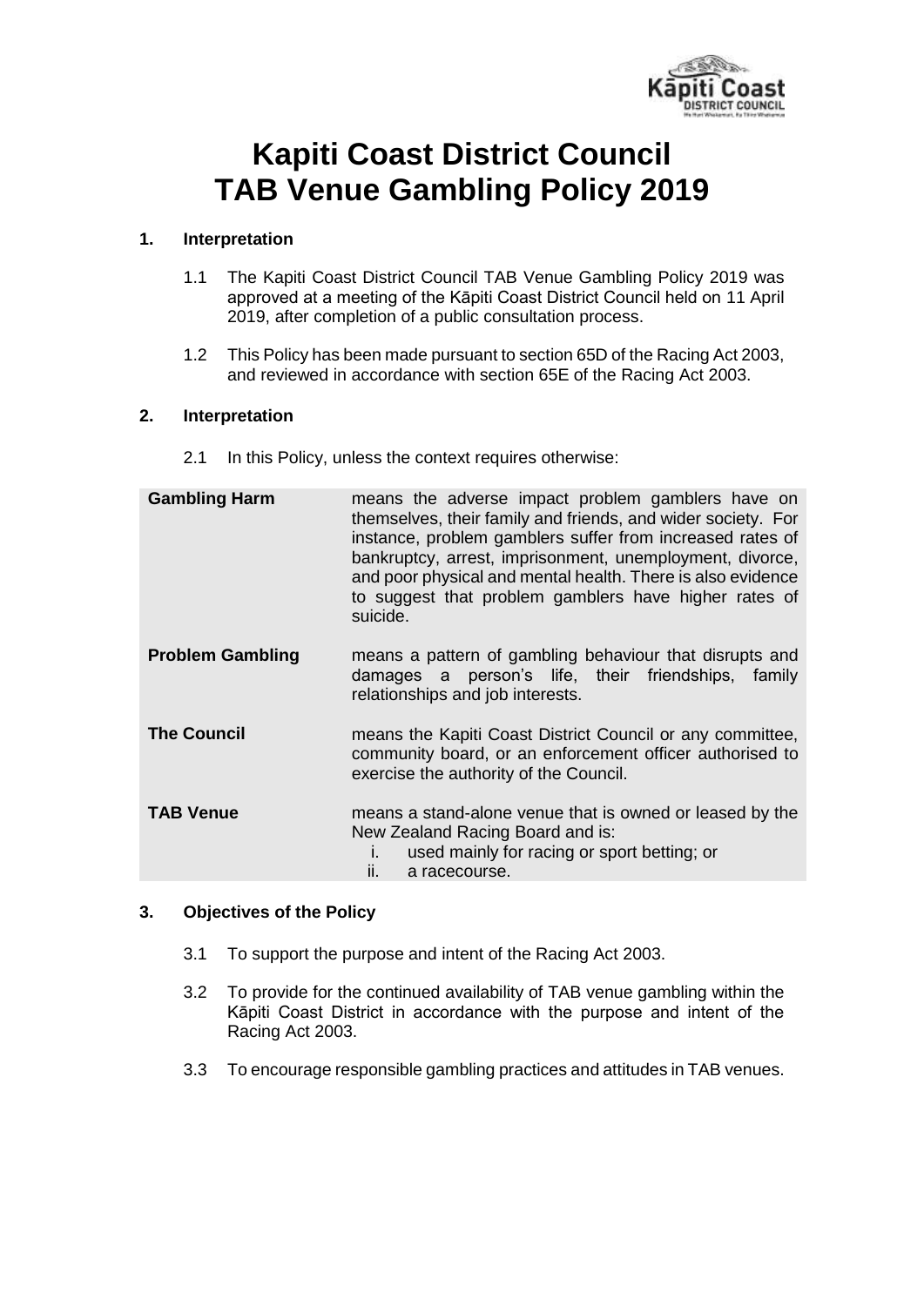# Kapiti Coast District Council
# TAB Venue Gambling Policy 2019

## 1. Interpretation

1.1 The Kapiti Coast District Council TAB Venue Gambling Policy 2019 was approved at a meeting of the Kāpiti Coast District Council held on 11 April 2019, after completion of a public consultation process.

1.2 This Policy has been made pursuant to section 65D of the Racing Act 2003, and reviewed in accordance with section 65E of the Racing Act 2003.

## 2. Interpretation

2.1 In this Policy, unless the context requires otherwise:

| | |
|---|---|
| **Gambling Harm** | means the adverse impact problem gamblers have on themselves, their family and friends, and wider society. For instance, problem gamblers suffer from increased rates of bankruptcy, arrest, imprisonment, unemployment, divorce, and poor physical and mental health. There is also evidence to suggest that problem gamblers have higher rates of suicide. |
| **Problem Gambling** | means a pattern of gambling behaviour that disrupts and damages a person's life, their friendships, family relationships and job interests. |
| **The Council** | means the Kapiti Coast District Council or any committee, community board, or an enforcement officer authorised to exercise the authority of the Council. |
| **TAB Venue** | means a stand-alone venue that is owned or leased by the New Zealand Racing Board and is: i. used mainly for racing or sport betting; or ii. a racecourse. |

## 3. Objectives of the Policy

3.1 To support the purpose and intent of the Racing Act 2003.

3.2 To provide for the continued availability of TAB venue gambling within the Kāpiti Coast District in accordance with the purpose and intent of the Racing Act 2003.

3.3 To encourage responsible gambling practices and attitudes in TAB venues.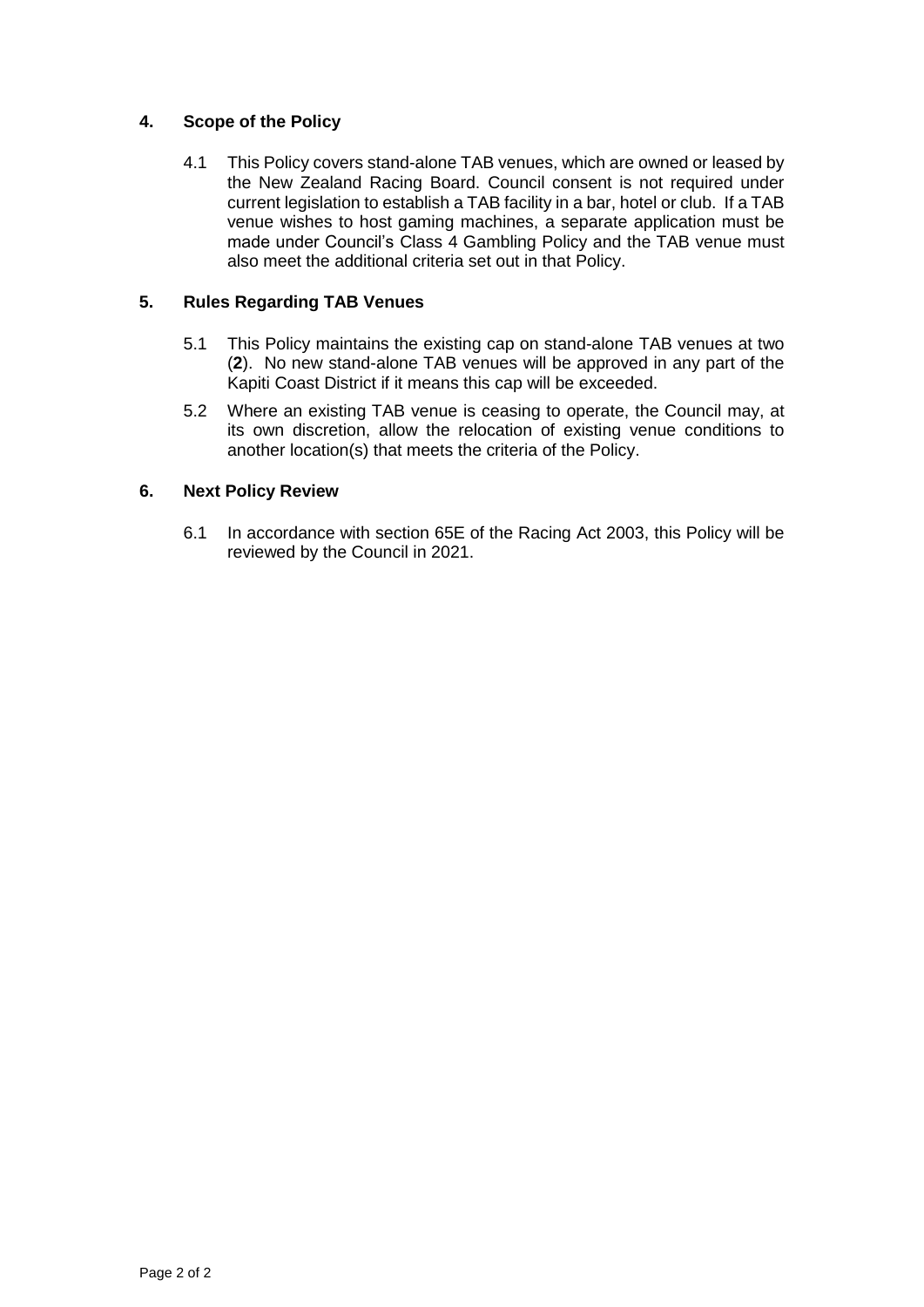## 4. Scope of the Policy

4.1 This Policy covers stand-alone TAB venues, which are owned or leased by the New Zealand Racing Board. Council consent is not required under current legislation to establish a TAB facility in a bar, hotel or club. If a TAB venue wishes to host gaming machines, a separate application must be made under Council's Class 4 Gambling Policy and the TAB venue must also meet the additional criteria set out in that Policy.

## 5. Rules Regarding TAB Venues

5.1 This Policy maintains the existing cap on stand-alone TAB venues at two (**2**). No new stand-alone TAB venues will be approved in any part of the Kapiti Coast District if it means this cap will be exceeded.

5.2 Where an existing TAB venue is ceasing to operate, the Council may, at its own discretion, allow the relocation of existing venue conditions to another location(s) that meets the criteria of the Policy.

## 6. Next Policy Review

6.1 In accordance with section 65E of the Racing Act 2003, this Policy will be reviewed by the Council in 2021.